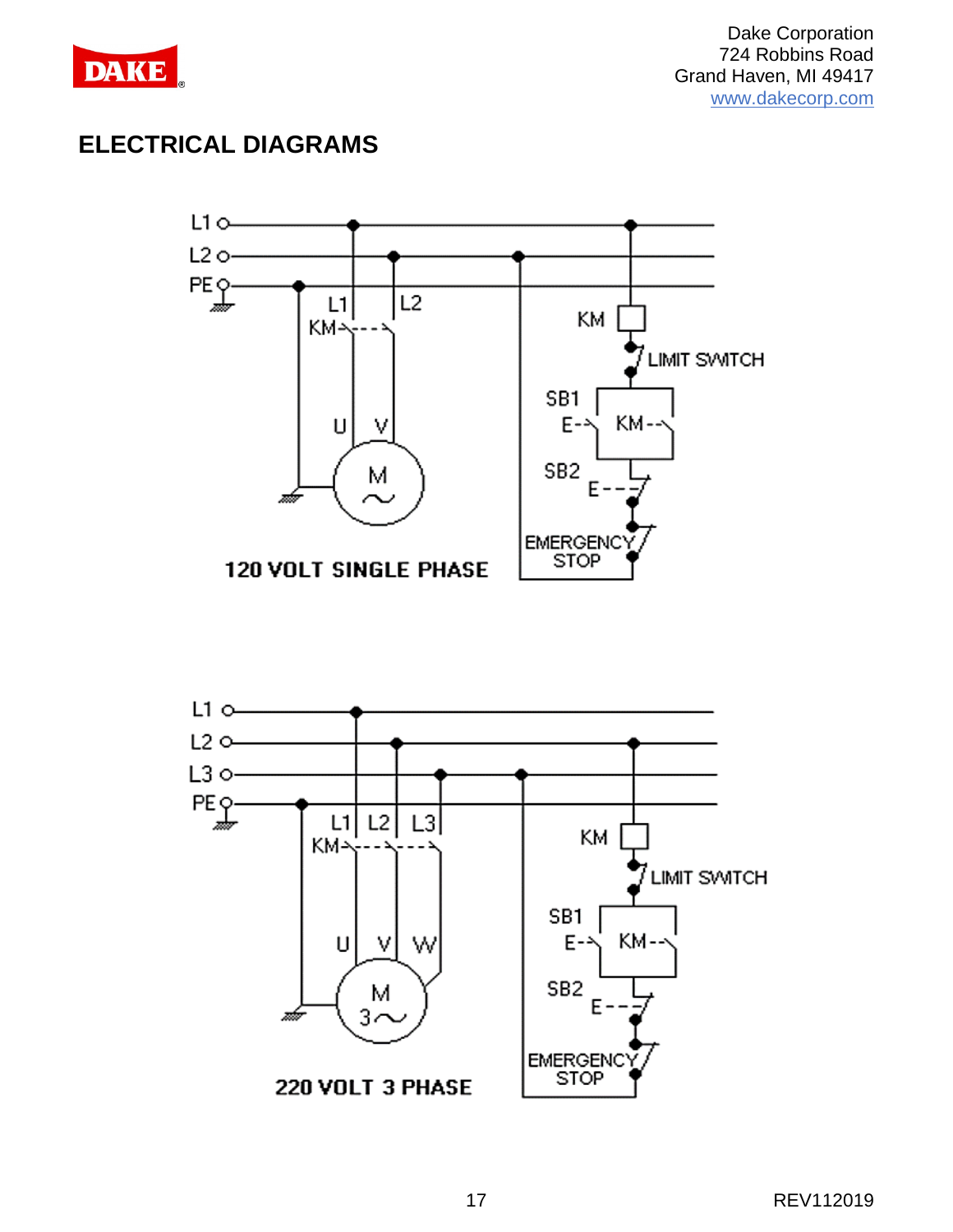Dake Corporation
724 Robbins Road
Grand Haven, MI 49417
www.dakecorp.com

## ELECTRICAL DIAGRAMS

L1
L2
PE
L1 L2
KM
U V
M
KM
LIMIT SWITCH
SB1
E KM
SB2
E
EMERGENCY STOP

**120 VOLT SINGLE PHASE**

L1
L2
L3
PE
L1 L2 L3
KM
U V W
M 3~
KM
LIMIT SWITCH
SB1
E KM
SB2
E
EMERGENCY STOP

**220 VOLT 3 PHASE**

REV112019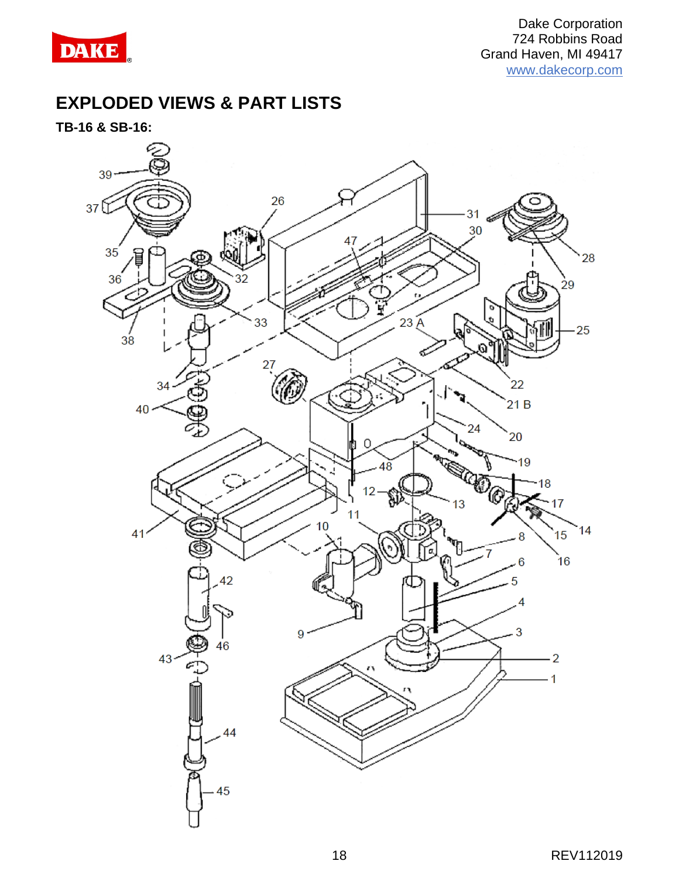# EXPLODED VIEWS & PART LISTS

**TB-16 & SB-16:**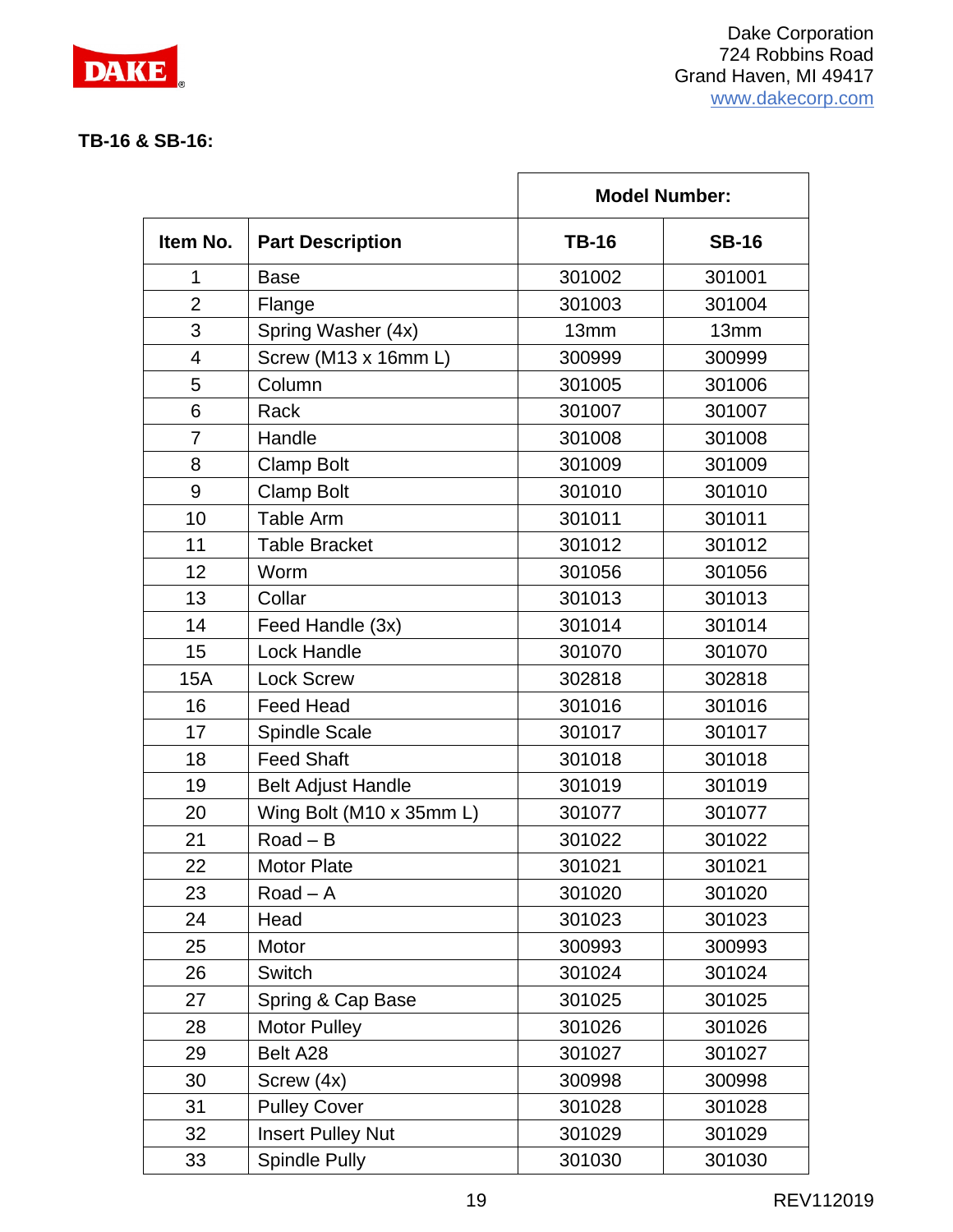Dake Corporation
724 Robbins Road
Grand Haven, MI 49417
www.dakecorp.com

**TB-16 & SB-16:**

| | | **Model Number:** | |
|---|---|---|---|
| **Item No.** | **Part Description** | **TB-16** | **SB-16** |
| 1 | Base | 301002 | 301001 |
| 2 | Flange | 301003 | 301004 |
| 3 | Spring Washer (4x) | 13mm | 13mm |
| 4 | Screw (M13 x 16mm L) | 300999 | 300999 |
| 5 | Column | 301005 | 301006 |
| 6 | Rack | 301007 | 301007 |
| 7 | Handle | 301008 | 301008 |
| 8 | Clamp Bolt | 301009 | 301009 |
| 9 | Clamp Bolt | 301010 | 301010 |
| 10 | Table Arm | 301011 | 301011 |
| 11 | Table Bracket | 301012 | 301012 |
| 12 | Worm | 301056 | 301056 |
| 13 | Collar | 301013 | 301013 |
| 14 | Feed Handle (3x) | 301014 | 301014 |
| 15 | Lock Handle | 301070 | 301070 |
| 15A | Lock Screw | 302818 | 302818 |
| 16 | Feed Head | 301016 | 301016 |
| 17 | Spindle Scale | 301017 | 301017 |
| 18 | Feed Shaft | 301018 | 301018 |
| 19 | Belt Adjust Handle | 301019 | 301019 |
| 20 | Wing Bolt (M10 x 35mm L) | 301077 | 301077 |
| 21 | Road – B | 301022 | 301022 |
| 22 | Motor Plate | 301021 | 301021 |
| 23 | Road – A | 301020 | 301020 |
| 24 | Head | 301023 | 301023 |
| 25 | Motor | 300993 | 300993 |
| 26 | Switch | 301024 | 301024 |
| 27 | Spring & Cap Base | 301025 | 301025 |
| 28 | Motor Pulley | 301026 | 301026 |
| 29 | Belt A28 | 301027 | 301027 |
| 30 | Screw (4x) | 300998 | 300998 |
| 31 | Pulley Cover | 301028 | 301028 |
| 32 | Insert Pulley Nut | 301029 | 301029 |
| 33 | Spindle Pully | 301030 | 301030 |

REV112019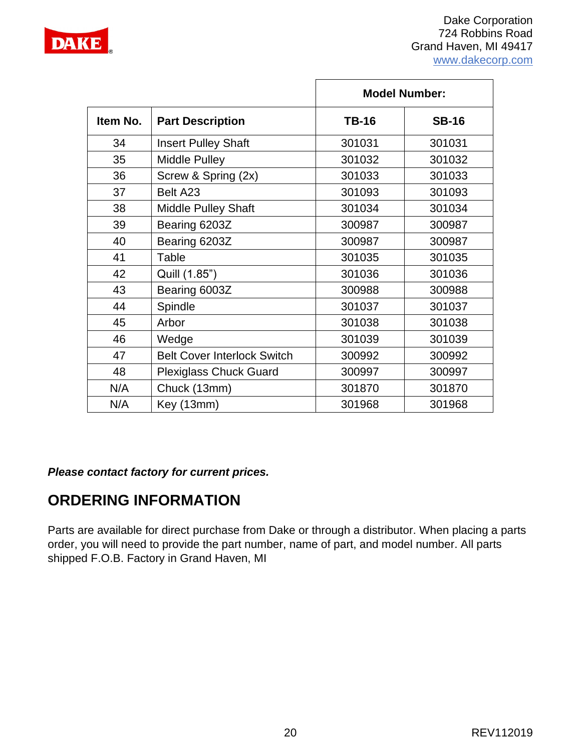| | | Model Number: | |
|---|---|---|---|
| **Item No.** | **Part Description** | **TB-16** | **SB-16** |
| 34 | Insert Pulley Shaft | 301031 | 301031 |
| 35 | Middle Pulley | 301032 | 301032 |
| 36 | Screw & Spring (2x) | 301033 | 301033 |
| 37 | Belt A23 | 301093 | 301093 |
| 38 | Middle Pulley Shaft | 301034 | 301034 |
| 39 | Bearing 6203Z | 300987 | 300987 |
| 40 | Bearing 6203Z | 300987 | 300987 |
| 41 | Table | 301035 | 301035 |
| 42 | Quill (1.85") | 301036 | 301036 |
| 43 | Bearing 6003Z | 300988 | 300988 |
| 44 | Spindle | 301037 | 301037 |
| 45 | Arbor | 301038 | 301038 |
| 46 | Wedge | 301039 | 301039 |
| 47 | Belt Cover Interlock Switch | 300992 | 300992 |
| 48 | Plexiglass Chuck Guard | 300997 | 300997 |
| N/A | Chuck (13mm) | 301870 | 301870 |
| N/A | Key (13mm) | 301968 | 301968 |

***Please contact factory for current prices.***

## ORDERING INFORMATION

Parts are available for direct purchase from Dake or through a distributor. When placing a parts order, you will need to provide the part number, name of part, and model number. All parts shipped F.O.B. Factory in Grand Haven, MI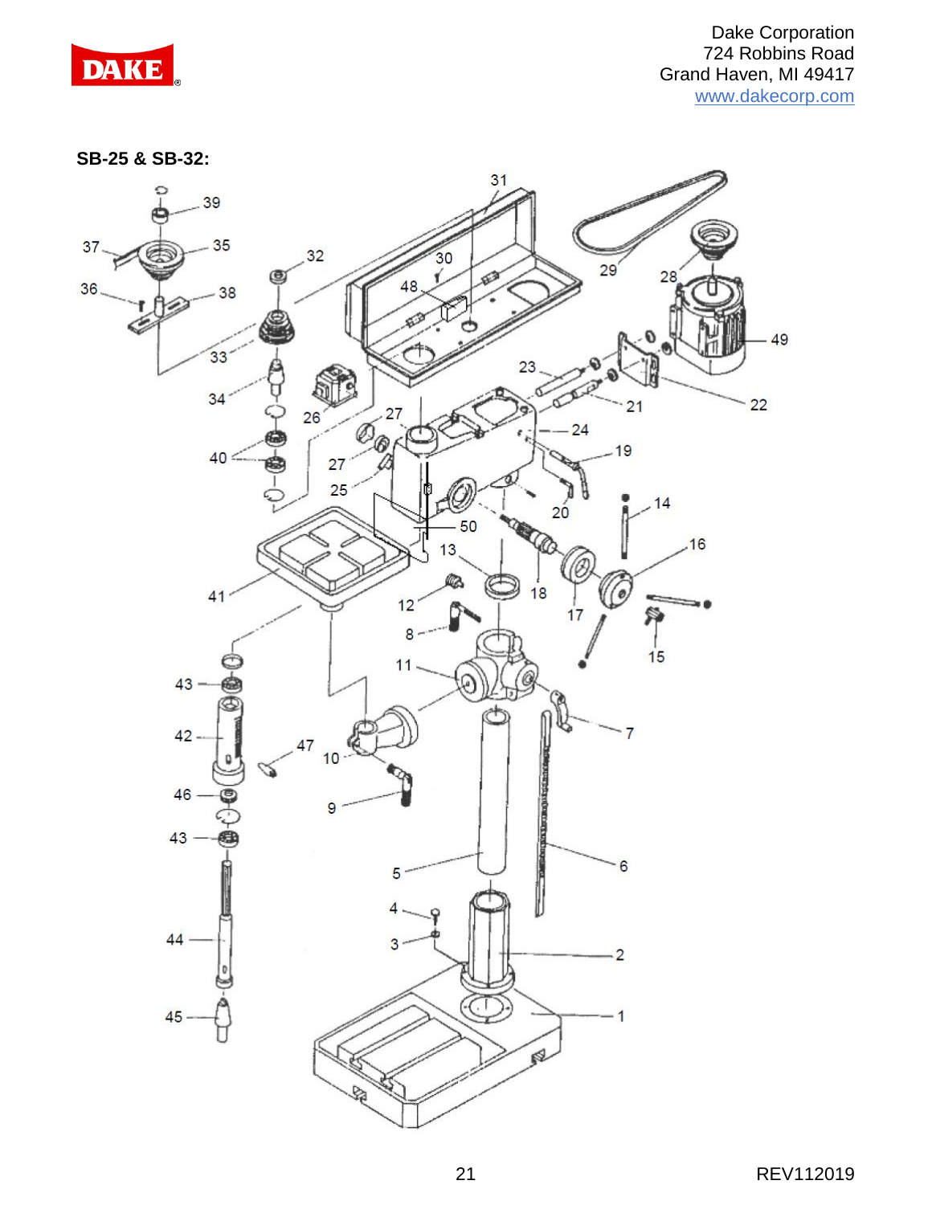**SB-25 & SB-32:**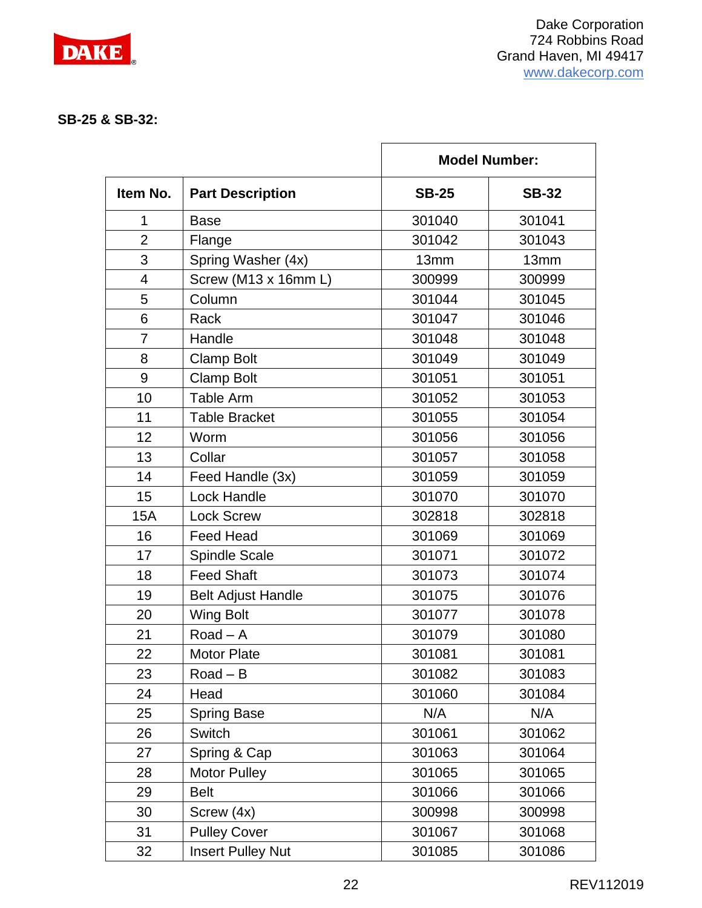Dake Corporation
724 Robbins Road
Grand Haven, MI 49417
www.dakecorp.com

**SB-25 & SB-32:**

| | | Model Number: | |
|---|---|---|---|
| **Item No.** | **Part Description** | **SB-25** | **SB-32** |
| 1 | Base | 301040 | 301041 |
| 2 | Flange | 301042 | 301043 |
| 3 | Spring Washer (4x) | 13mm | 13mm |
| 4 | Screw (M13 x 16mm L) | 300999 | 300999 |
| 5 | Column | 301044 | 301045 |
| 6 | Rack | 301047 | 301046 |
| 7 | Handle | 301048 | 301048 |
| 8 | Clamp Bolt | 301049 | 301049 |
| 9 | Clamp Bolt | 301051 | 301051 |
| 10 | Table Arm | 301052 | 301053 |
| 11 | Table Bracket | 301055 | 301054 |
| 12 | Worm | 301056 | 301056 |
| 13 | Collar | 301057 | 301058 |
| 14 | Feed Handle (3x) | 301059 | 301059 |
| 15 | Lock Handle | 301070 | 301070 |
| 15A | Lock Screw | 302818 | 302818 |
| 16 | Feed Head | 301069 | 301069 |
| 17 | Spindle Scale | 301071 | 301072 |
| 18 | Feed Shaft | 301073 | 301074 |
| 19 | Belt Adjust Handle | 301075 | 301076 |
| 20 | Wing Bolt | 301077 | 301078 |
| 21 | Road – A | 301079 | 301080 |
| 22 | Motor Plate | 301081 | 301081 |
| 23 | Road – B | 301082 | 301083 |
| 24 | Head | 301060 | 301084 |
| 25 | Spring Base | N/A | N/A |
| 26 | Switch | 301061 | 301062 |
| 27 | Spring & Cap | 301063 | 301064 |
| 28 | Motor Pulley | 301065 | 301065 |
| 29 | Belt | 301066 | 301066 |
| 30 | Screw (4x) | 300998 | 300998 |
| 31 | Pulley Cover | 301067 | 301068 |
| 32 | Insert Pulley Nut | 301085 | 301086 |

REV112019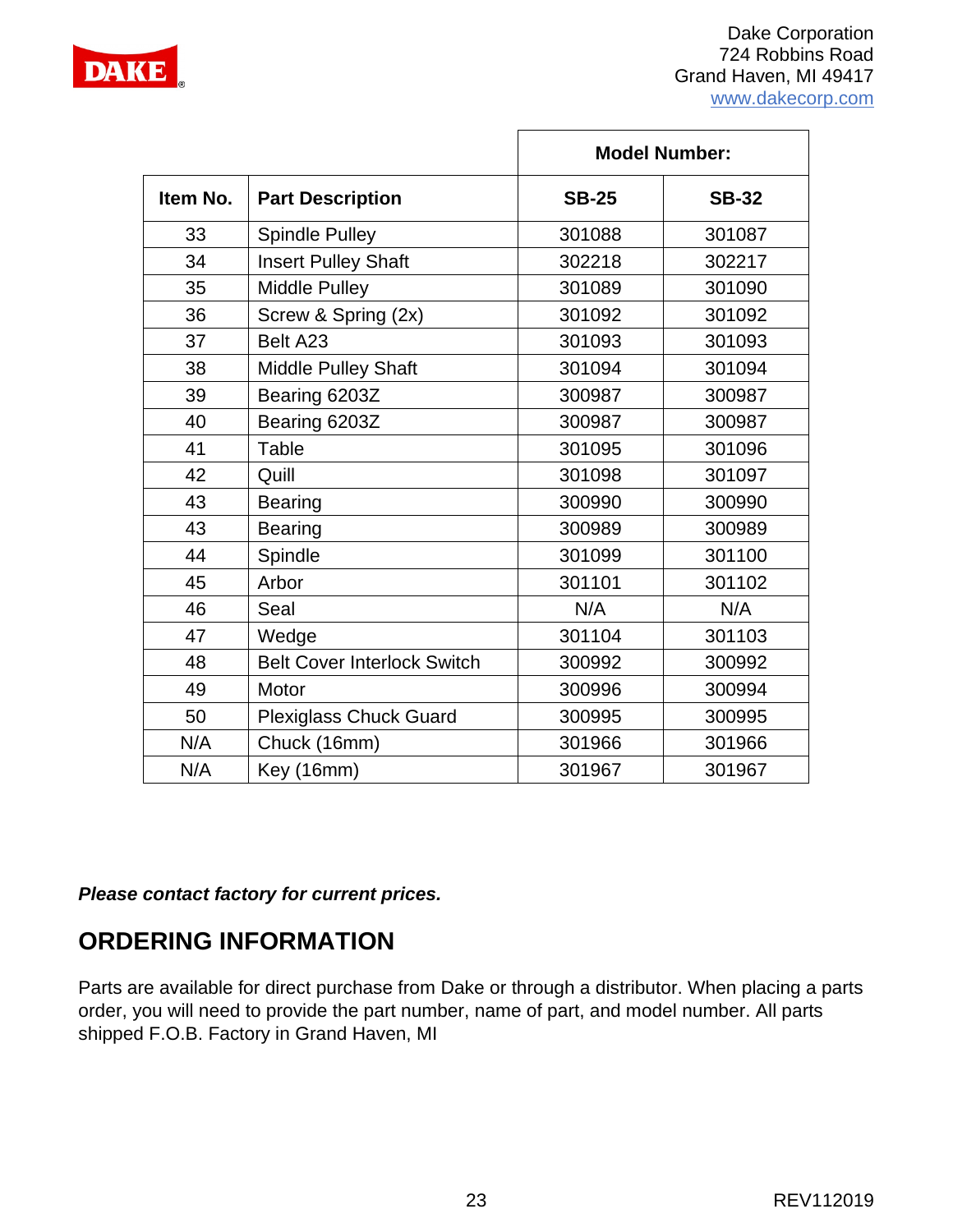Dake Corporation
724 Robbins Road
Grand Haven, MI 49417
www.dakecorp.com

| | | Model Number: | |
|---|---|---|---|
| Item No. | Part Description | SB-25 | SB-32 |
| 33 | Spindle Pulley | 301088 | 301087 |
| 34 | Insert Pulley Shaft | 302218 | 302217 |
| 35 | Middle Pulley | 301089 | 301090 |
| 36 | Screw & Spring (2x) | 301092 | 301092 |
| 37 | Belt A23 | 301093 | 301093 |
| 38 | Middle Pulley Shaft | 301094 | 301094 |
| 39 | Bearing 6203Z | 300987 | 300987 |
| 40 | Bearing 6203Z | 300987 | 300987 |
| 41 | Table | 301095 | 301096 |
| 42 | Quill | 301098 | 301097 |
| 43 | Bearing | 300990 | 300990 |
| 43 | Bearing | 300989 | 300989 |
| 44 | Spindle | 301099 | 301100 |
| 45 | Arbor | 301101 | 301102 |
| 46 | Seal | N/A | N/A |
| 47 | Wedge | 301104 | 301103 |
| 48 | Belt Cover Interlock Switch | 300992 | 300992 |
| 49 | Motor | 300996 | 300994 |
| 50 | Plexiglass Chuck Guard | 300995 | 300995 |
| N/A | Chuck (16mm) | 301966 | 301966 |
| N/A | Key (16mm) | 301967 | 301967 |

***Please contact factory for current prices.***

## ORDERING INFORMATION

Parts are available for direct purchase from Dake or through a distributor. When placing a parts order, you will need to provide the part number, name of part, and model number. All parts shipped F.O.B. Factory in Grand Haven, MI

REV112019